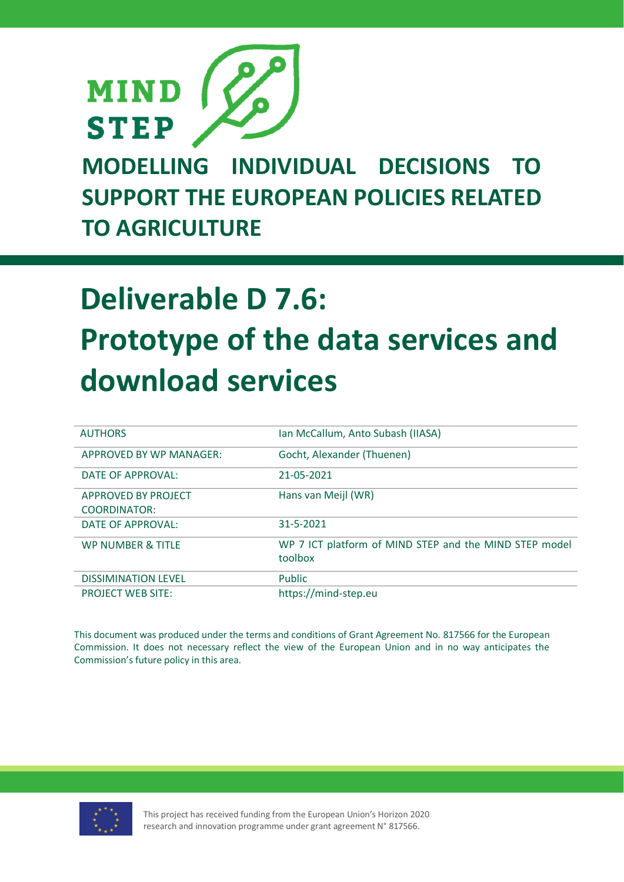MIND STEP

# MODELLING INDIVIDUAL DECISIONS TO SUPPORT THE EUROPEAN POLICIES RELATED TO AGRICULTURE

# Deliverable D 7.6: Prototype of the data services and download services

| | |
|---|---|
| AUTHORS | Ian McCallum, Anto Subash (IIASA) |
| APPROVED BY WP MANAGER: | Gocht, Alexander (Thuenen) |
| DATE OF APPROVAL: | 21-05-2021 |
| APPROVED BY PROJECT COORDINATOR: | Hans van Meijl (WR) |
| DATE OF APPROVAL: | 31-5-2021 |
| WP NUMBER & TITLE | WP 7 ICT platform of MIND STEP and the MIND STEP model toolbox |
| DISSIMINATION LEVEL | Public |
| PROJECT WEB SITE: | https://mind-step.eu |

This document was produced under the terms and conditions of Grant Agreement No. 817566 for the European Commission. It does not necessary reflect the view of the European Union and in no way anticipates the Commission's future policy in this area.

This project has received funding from the European Union's Horizon 2020 research and innovation programme under grant agreement N° 817566.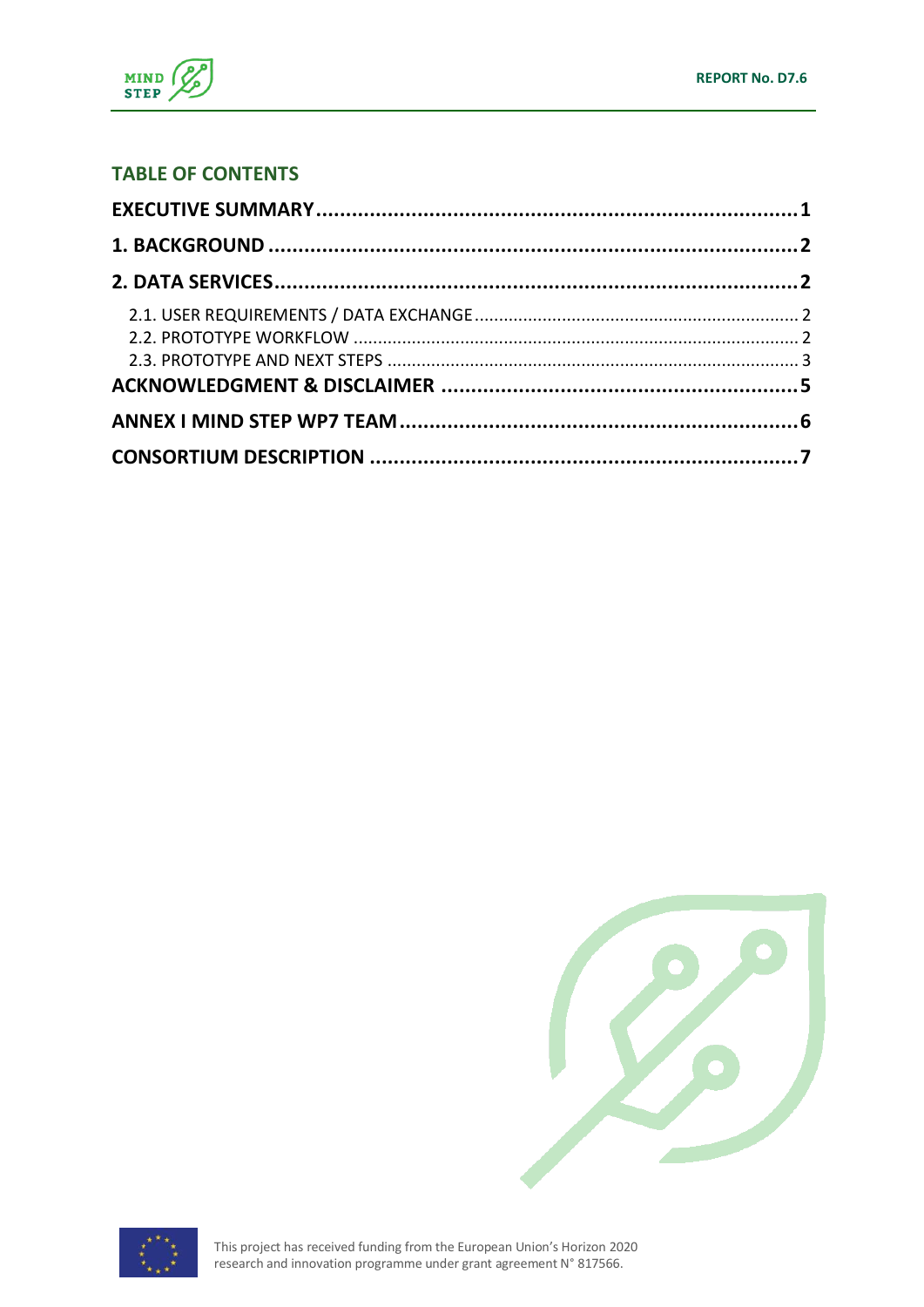## TABLE OF CONTENTS

**EXECUTIVE SUMMARY** ........................................................................ **1**

**1. BACKGROUND** ........................................................................ **2**

**2. DATA SERVICES** ........................................................................ **2**

- 2.1. USER REQUIREMENTS / DATA EXCHANGE ........................................................................ 2
- 2.2. PROTOTYPE WORKFLOW ........................................................................ 2
- 2.3. PROTOTYPE AND NEXT STEPS ........................................................................ 3

**ACKNOWLEDGMENT & DISCLAIMER** ........................................................................ **5**

**ANNEX I MIND STEP WP7 TEAM** ........................................................................ **6**

**CONSORTIUM DESCRIPTION** ........................................................................ **7**

This project has received funding from the European Union's Horizon 2020 research and innovation programme under grant agreement N° 817566.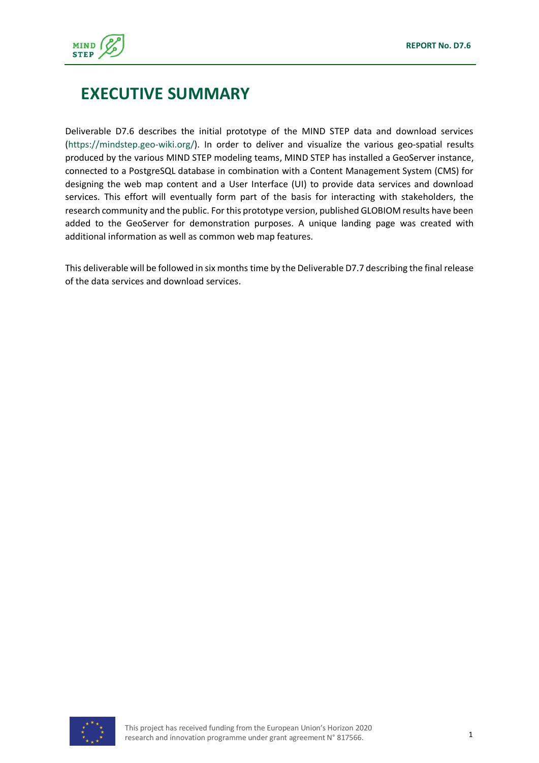# EXECUTIVE SUMMARY

Deliverable D7.6 describes the initial prototype of the MIND STEP data and download services (https://mindstep.geo-wiki.org/). In order to deliver and visualize the various geo-spatial results produced by the various MIND STEP modeling teams, MIND STEP has installed a GeoServer instance, connected to a PostgreSQL database in combination with a Content Management System (CMS) for designing the web map content and a User Interface (UI) to provide data services and download services. This effort will eventually form part of the basis for interacting with stakeholders, the research community and the public. For this prototype version, published GLOBIOM results have been added to the GeoServer for demonstration purposes. A unique landing page was created with additional information as well as common web map features.

This deliverable will be followed in six months time by the Deliverable D7.7 describing the final release of the data services and download services.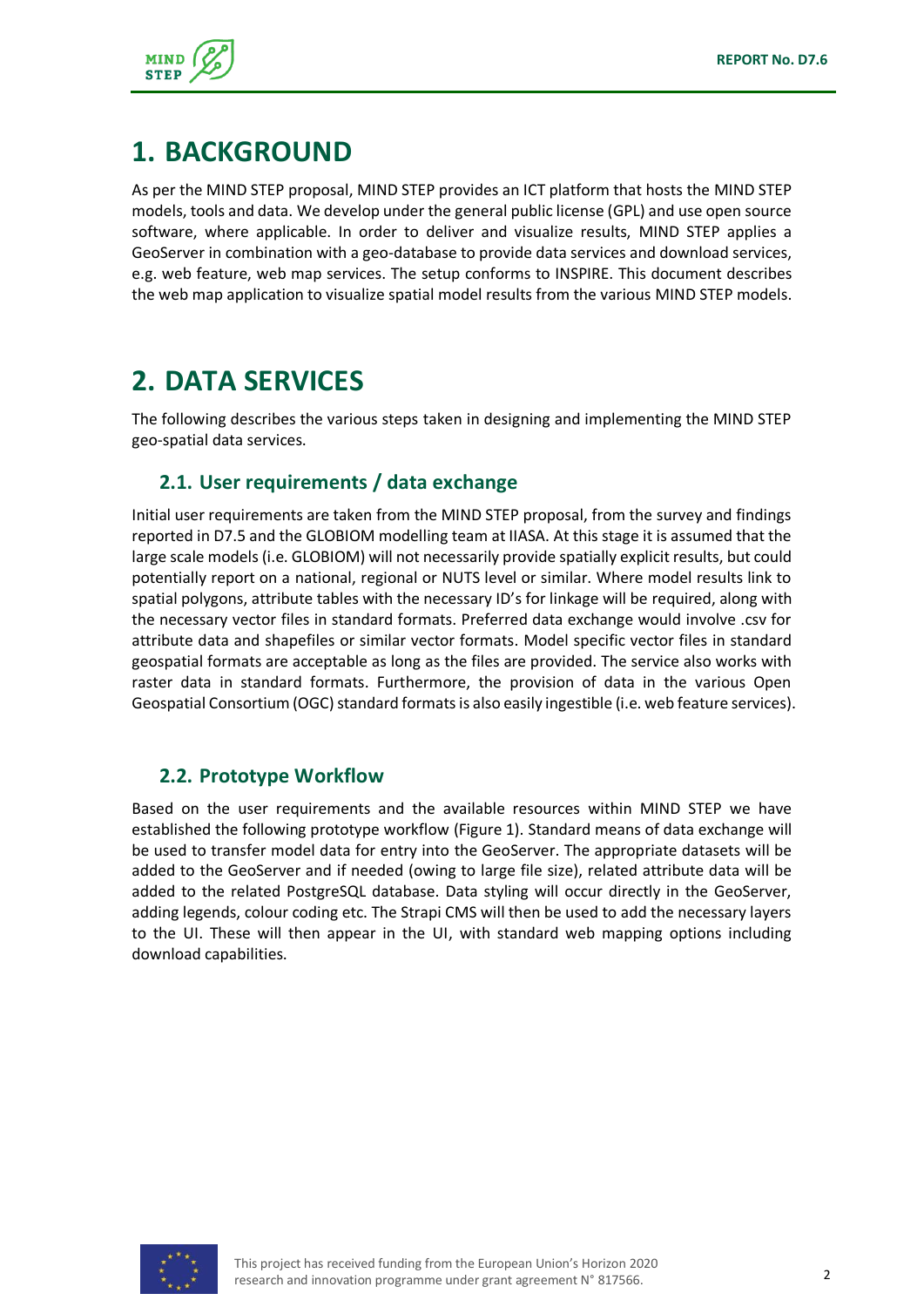# 1. BACKGROUND

As per the MIND STEP proposal, MIND STEP provides an ICT platform that hosts the MIND STEP models, tools and data. We develop under the general public license (GPL) and use open source software, where applicable. In order to deliver and visualize results, MIND STEP applies a GeoServer in combination with a geo-database to provide data services and download services, e.g. web feature, web map services. The setup conforms to INSPIRE. This document describes the web map application to visualize spatial model results from the various MIND STEP models.

# 2. DATA SERVICES

The following describes the various steps taken in designing and implementing the MIND STEP geo-spatial data services.

## 2.1. User requirements / data exchange

Initial user requirements are taken from the MIND STEP proposal, from the survey and findings reported in D7.5 and the GLOBIOM modelling team at IIASA. At this stage it is assumed that the large scale models (i.e. GLOBIOM) will not necessarily provide spatially explicit results, but could potentially report on a national, regional or NUTS level or similar. Where model results link to spatial polygons, attribute tables with the necessary ID's for linkage will be required, along with the necessary vector files in standard formats. Preferred data exchange would involve .csv for attribute data and shapefiles or similar vector formats. Model specific vector files in standard geospatial formats are acceptable as long as the files are provided. The service also works with raster data in standard formats. Furthermore, the provision of data in the various Open Geospatial Consortium (OGC) standard formats is also easily ingestible (i.e. web feature services).

## 2.2. Prototype Workflow

Based on the user requirements and the available resources within MIND STEP we have established the following prototype workflow (Figure 1). Standard means of data exchange will be used to transfer model data for entry into the GeoServer. The appropriate datasets will be added to the GeoServer and if needed (owing to large file size), related attribute data will be added to the related PostgreSQL database. Data styling will occur directly in the GeoServer, adding legends, colour coding etc. The Strapi CMS will then be used to add the necessary layers to the UI. These will then appear in the UI, with standard web mapping options including download capabilities.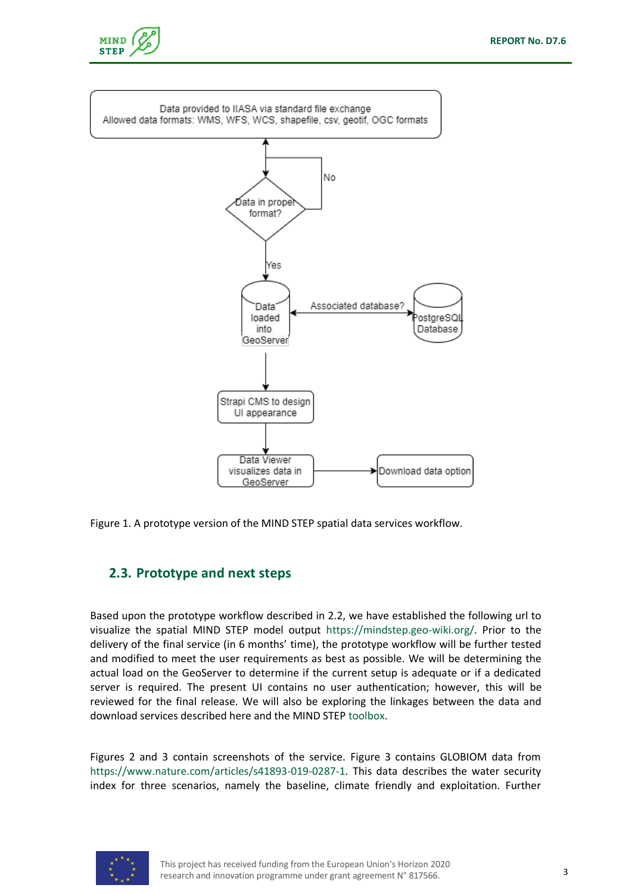Figure 1. A prototype version of the MIND STEP spatial data services workflow.

## 2.3. Prototype and next steps

Based upon the prototype workflow described in 2.2, we have established the following url to visualize the spatial MIND STEP model output https://mindstep.geo-wiki.org/. Prior to the delivery of the final service (in 6 months' time), the prototype workflow will be further tested and modified to meet the user requirements as best as possible. We will be determining the actual load on the GeoServer to determine if the current setup is adequate or if a dedicated server is required. The present UI contains no user authentication; however, this will be reviewed for the final release. We will also be exploring the linkages between the data and download services described here and the MIND STEP toolbox.

Figures 2 and 3 contain screenshots of the service. Figure 3 contains GLOBIOM data from https://www.nature.com/articles/s41893-019-0287-1. This data describes the water security index for three scenarios, namely the baseline, climate friendly and exploitation. Further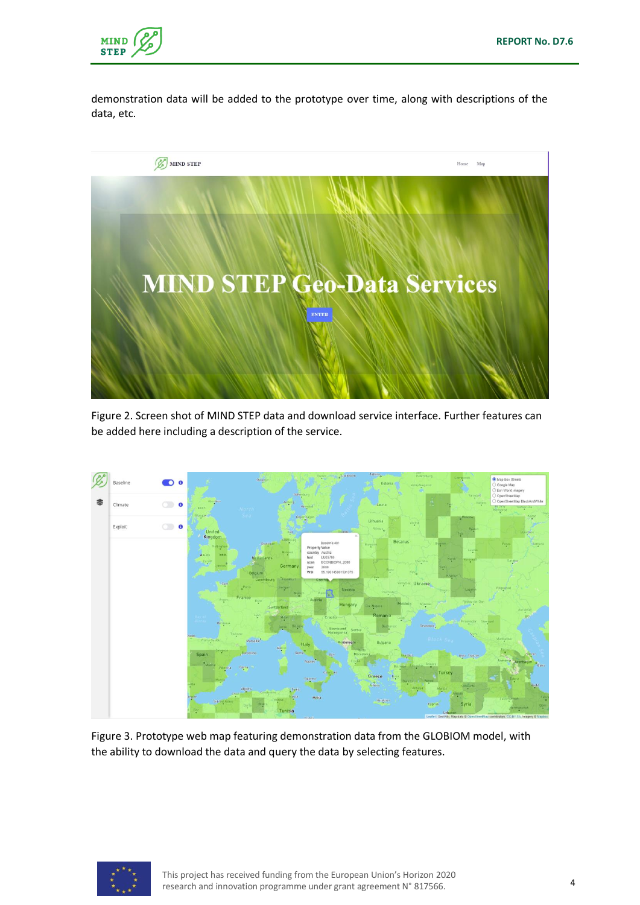demonstration data will be added to the prototype over time, along with descriptions of the data, etc.

Figure 2. Screen shot of MIND STEP data and download service interface. Further features can be added here including a description of the service.

Figure 3. Prototype web map featuring demonstration data from the GLOBIOM model, with the ability to download the data and query the data by selecting features.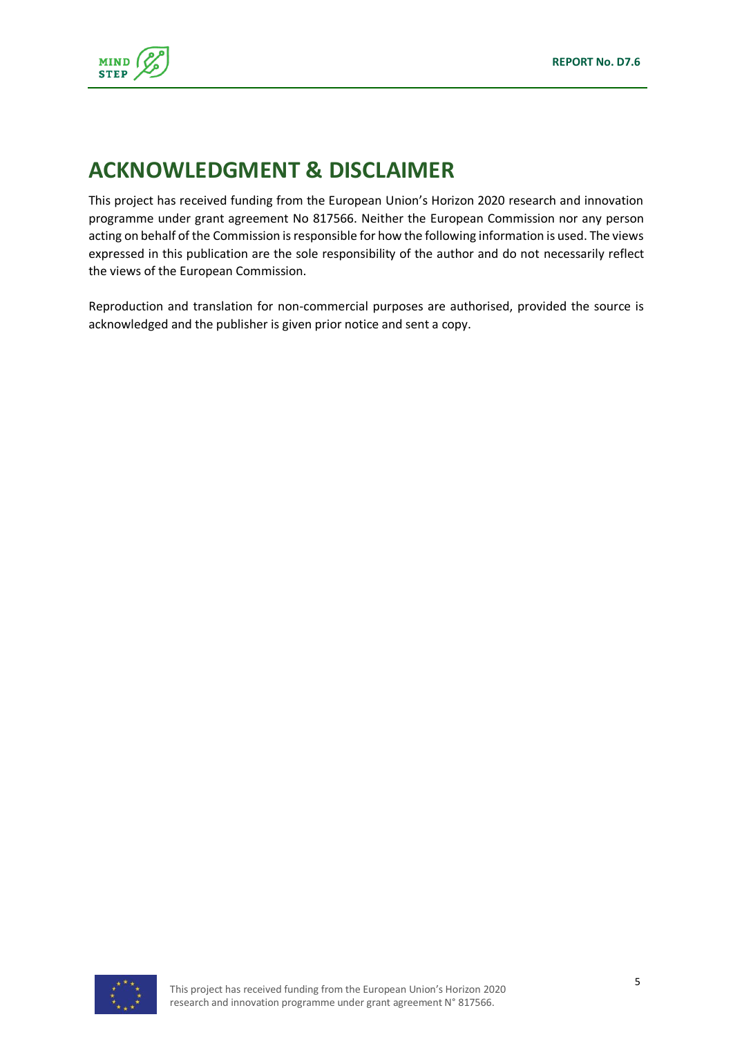# ACKNOWLEDGMENT & DISCLAIMER

This project has received funding from the European Union's Horizon 2020 research and innovation programme under grant agreement No 817566. Neither the European Commission nor any person acting on behalf of the Commission is responsible for how the following information is used. The views expressed in this publication are the sole responsibility of the author and do not necessarily reflect the views of the European Commission.

Reproduction and translation for non-commercial purposes are authorised, provided the source is acknowledged and the publisher is given prior notice and sent a copy.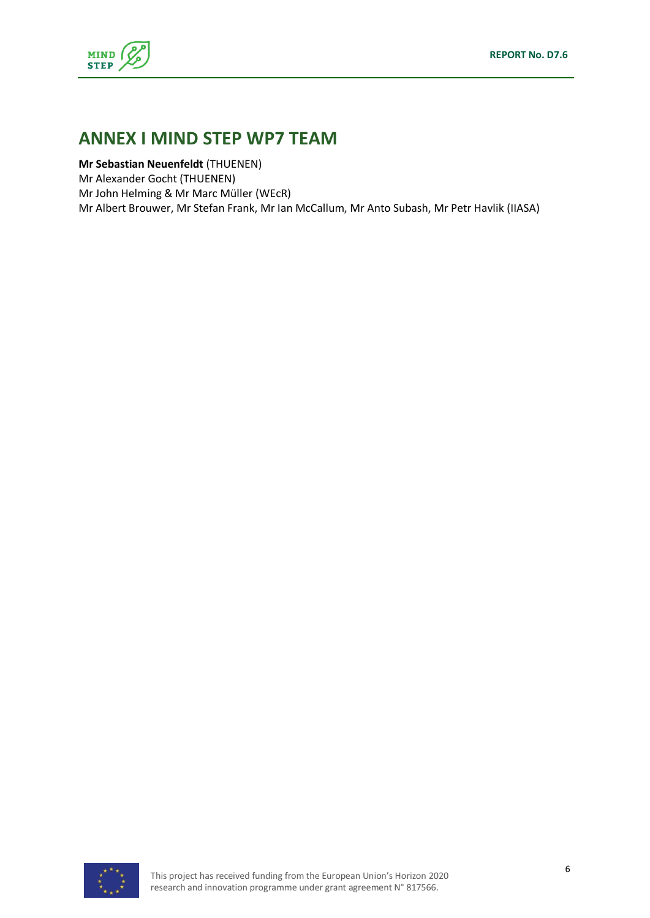# ANNEX I MIND STEP WP7 TEAM

**Mr Sebastian Neuenfeldt** (THUENEN)
Mr Alexander Gocht (THUENEN)
Mr John Helming & Mr Marc Müller (WEcR)
Mr Albert Brouwer, Mr Stefan Frank, Mr Ian McCallum, Mr Anto Subash, Mr Petr Havlik (IIASA)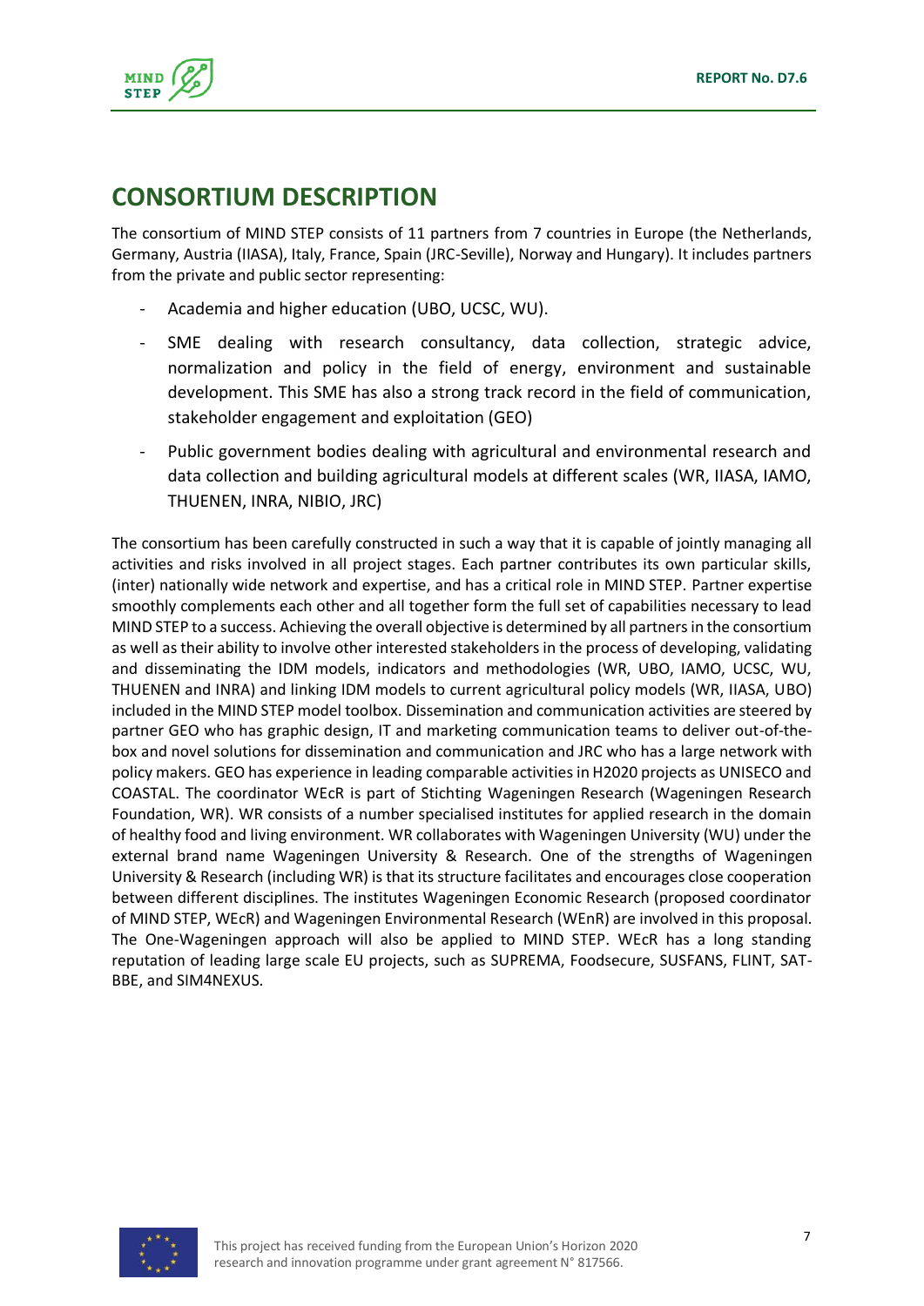# CONSORTIUM DESCRIPTION

The consortium of MIND STEP consists of 11 partners from 7 countries in Europe (the Netherlands, Germany, Austria (IIASA), Italy, France, Spain (JRC-Seville), Norway and Hungary). It includes partners from the private and public sector representing:

- Academia and higher education (UBO, UCSC, WU).
- SME dealing with research consultancy, data collection, strategic advice, normalization and policy in the field of energy, environment and sustainable development. This SME has also a strong track record in the field of communication, stakeholder engagement and exploitation (GEO)
- Public government bodies dealing with agricultural and environmental research and data collection and building agricultural models at different scales (WR, IIASA, IAMO, THUENEN, INRA, NIBIO, JRC)

The consortium has been carefully constructed in such a way that it is capable of jointly managing all activities and risks involved in all project stages. Each partner contributes its own particular skills, (inter) nationally wide network and expertise, and has a critical role in MIND STEP. Partner expertise smoothly complements each other and all together form the full set of capabilities necessary to lead MIND STEP to a success. Achieving the overall objective is determined by all partners in the consortium as well as their ability to involve other interested stakeholders in the process of developing, validating and disseminating the IDM models, indicators and methodologies (WR, UBO, IAMO, UCSC, WU, THUENEN and INRA) and linking IDM models to current agricultural policy models (WR, IIASA, UBO) included in the MIND STEP model toolbox. Dissemination and communication activities are steered by partner GEO who has graphic design, IT and marketing communication teams to deliver out-of-the-box and novel solutions for dissemination and communication and JRC who has a large network with policy makers. GEO has experience in leading comparable activities in H2020 projects as UNISECO and COASTAL. The coordinator WEcR is part of Stichting Wageningen Research (Wageningen Research Foundation, WR). WR consists of a number specialised institutes for applied research in the domain of healthy food and living environment. WR collaborates with Wageningen University (WU) under the external brand name Wageningen University & Research. One of the strengths of Wageningen University & Research (including WR) is that its structure facilitates and encourages close cooperation between different disciplines. The institutes Wageningen Economic Research (proposed coordinator of MIND STEP, WEcR) and Wageningen Environmental Research (WEnR) are involved in this proposal. The One-Wageningen approach will also be applied to MIND STEP. WEcR has a long standing reputation of leading large scale EU projects, such as SUPREMA, Foodsecure, SUSFANS, FLINT, SAT-BBE, and SIM4NEXUS.